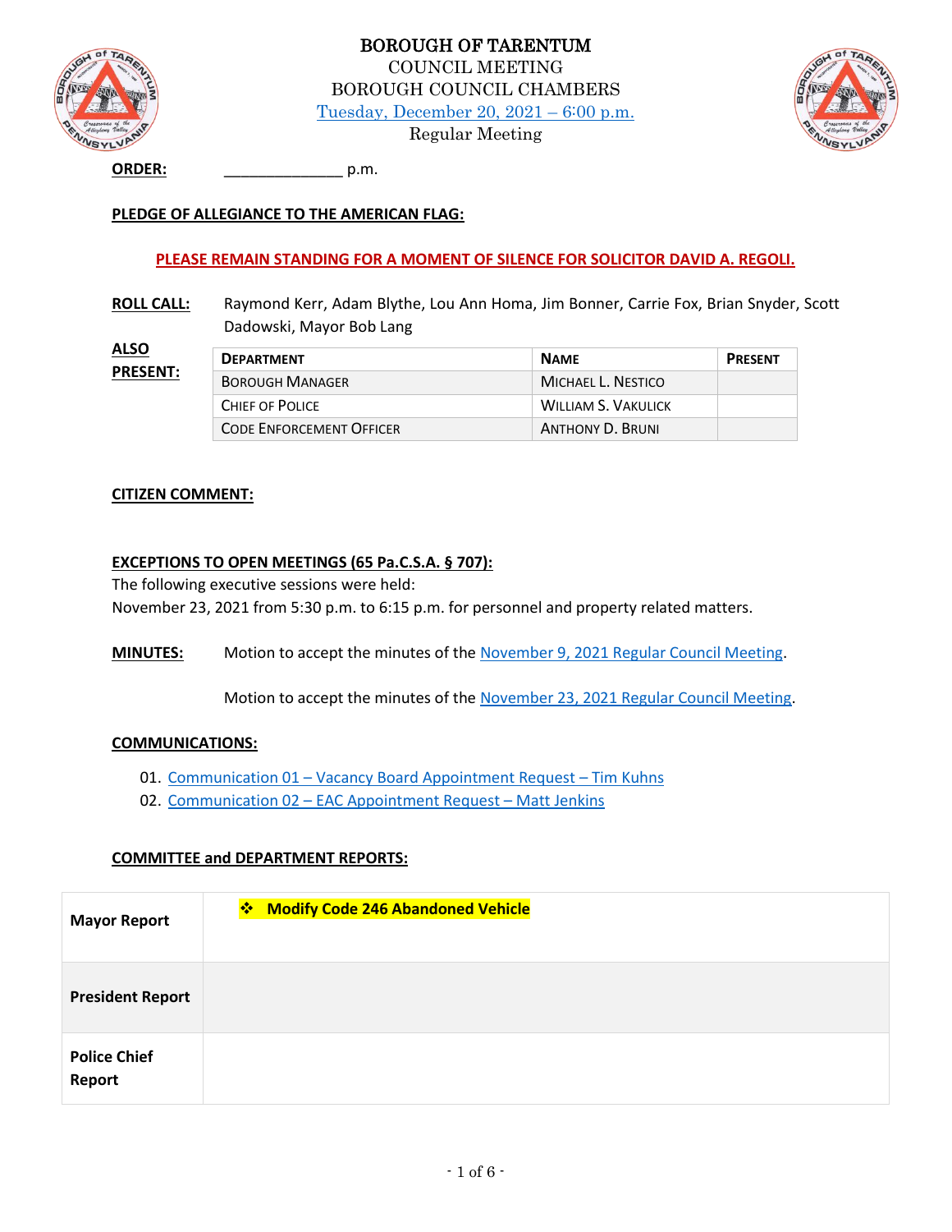# BOROUGH OF TARENTUM

COUNCIL MEETING
BOROUGH COUNCIL CHAMBERS
Tuesday, December 20, 2021 – 6:00 p.m.
Regular Meeting

**ORDER:** ______________ p.m.

**PLEDGE OF ALLEGIANCE TO THE AMERICAN FLAG:**

**PLEASE REMAIN STANDING FOR A MOMENT OF SILENCE FOR SOLICITOR DAVID A. REGOLI.**

**ROLL CALL:** Raymond Kerr, Adam Blythe, Lou Ann Homa, Jim Bonner, Carrie Fox, Brian Snyder, Scott Dadowski, Mayor Bob Lang

**ALSO PRESENT:**

| DEPARTMENT | NAME | PRESENT |
|---|---|---|
| BOROUGH MANAGER | MICHAEL L. NESTICO | |
| CHIEF OF POLICE | WILLIAM S. VAKULICK | |
| CODE ENFORCEMENT OFFICER | ANTHONY D. BRUNI | |

**CITIZEN COMMENT:**

**EXCEPTIONS TO OPEN MEETINGS (65 Pa.C.S.A. § 707):**

The following executive sessions were held:
November 23, 2021 from 5:30 p.m. to 6:15 p.m. for personnel and property related matters.

**MINUTES:** Motion to accept the minutes of the November 9, 2021 Regular Council Meeting.

Motion to accept the minutes of the November 23, 2021 Regular Council Meeting.

**COMMUNICATIONS:**

01. Communication 01 – Vacancy Board Appointment Request – Tim Kuhns
02. Communication 02 – EAC Appointment Request – Matt Jenkins

**COMMITTEE and DEPARTMENT REPORTS:**

| | |
|---|---|
| **Mayor Report** | ❖ **Modify Code 246 Abandoned Vehicle** |
| **President Report** | |
| **Police Chief Report** | |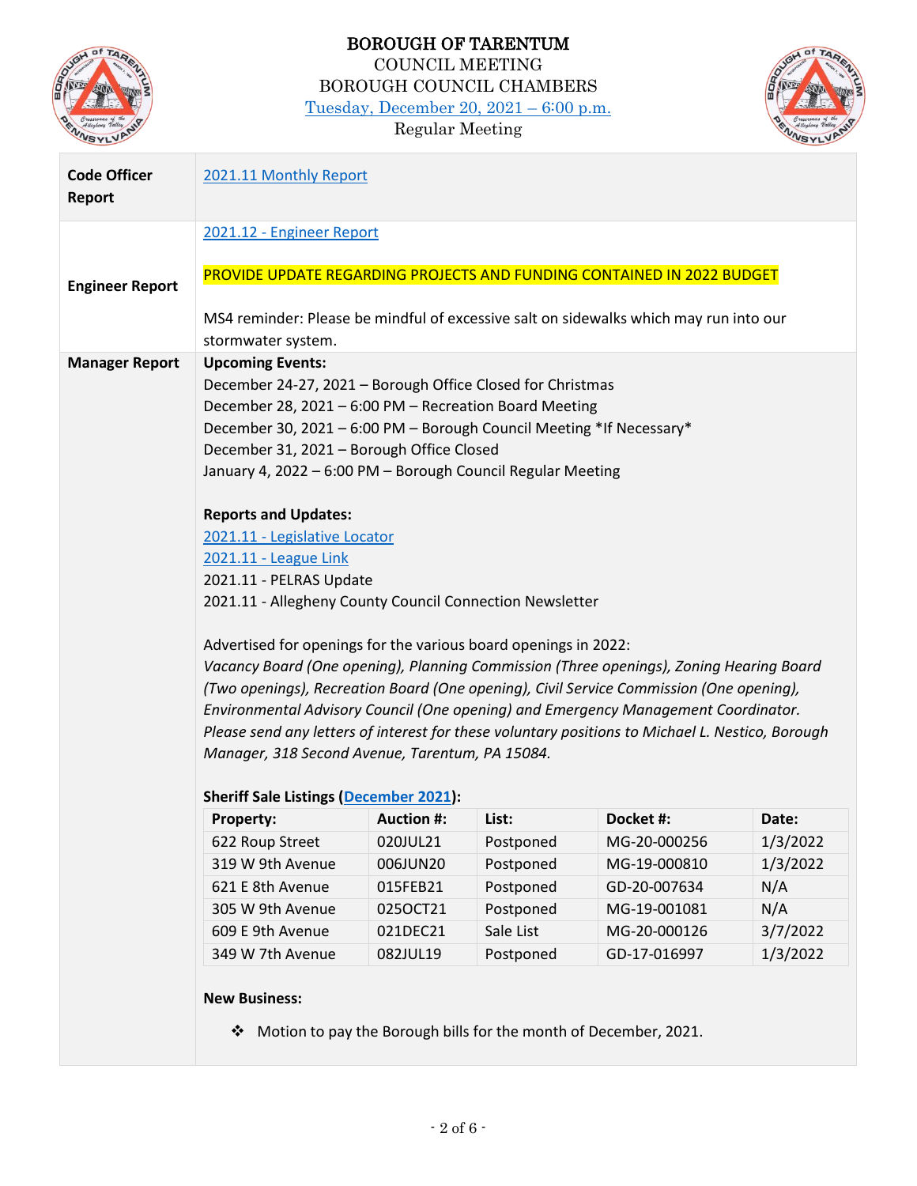# BOROUGH OF TARENTUM

COUNCIL MEETING
BOROUGH COUNCIL CHAMBERS
Tuesday, December 20, 2021 – 6:00 p.m.
Regular Meeting

| | |
|---|---|
| **Code Officer Report** | 2021.11 Monthly Report |
| **Engineer Report** | 2021.12 - Engineer Report<br><br>PROVIDE UPDATE REGARDING PROJECTS AND FUNDING CONTAINED IN 2022 BUDGET<br><br>MS4 reminder: Please be mindful of excessive salt on sidewalks which may run into our stormwater system. |
| **Manager Report** | **Upcoming Events:**<br>December 24-27, 2021 – Borough Office Closed for Christmas<br>December 28, 2021 – 6:00 PM – Recreation Board Meeting<br>December 30, 2021 – 6:00 PM – Borough Council Meeting *If Necessary*<br>December 31, 2021 – Borough Office Closed<br>January 4, 2022 – 6:00 PM – Borough Council Regular Meeting<br><br>**Reports and Updates:**<br>2021.11 - Legislative Locator<br>2021.11 - League Link<br>2021.11 - PELRAS Update<br>2021.11 - Allegheny County Council Connection Newsletter<br><br>Advertised for openings for the various board openings in 2022:<br>*Vacancy Board (One opening), Planning Commission (Three openings), Zoning Hearing Board (Two openings), Recreation Board (One opening), Civil Service Commission (One opening), Environmental Advisory Council (One opening) and Emergency Management Coordinator. Please send any letters of interest for these voluntary positions to Michael L. Nestico, Borough Manager, 318 Second Avenue, Tarentum, PA 15084.* |

**Sheriff Sale Listings (December 2021):**

| Property: | Auction #: | List: | Docket #: | Date: |
|---|---|---|---|---|
| 622 Roup Street | 020JUL21 | Postponed | MG-20-000256 | 1/3/2022 |
| 319 W 9th Avenue | 006JUN20 | Postponed | MG-19-000810 | 1/3/2022 |
| 621 E 8th Avenue | 015FEB21 | Postponed | GD-20-007634 | N/A |
| 305 W 9th Avenue | 025OCT21 | Postponed | MG-19-001081 | N/A |
| 609 E 9th Avenue | 021DEC21 | Sale List | MG-20-000126 | 3/7/2022 |
| 349 W 7th Avenue | 082JUL19 | Postponed | GD-17-016997 | 1/3/2022 |

**New Business:**

- ❖ Motion to pay the Borough bills for the month of December, 2021.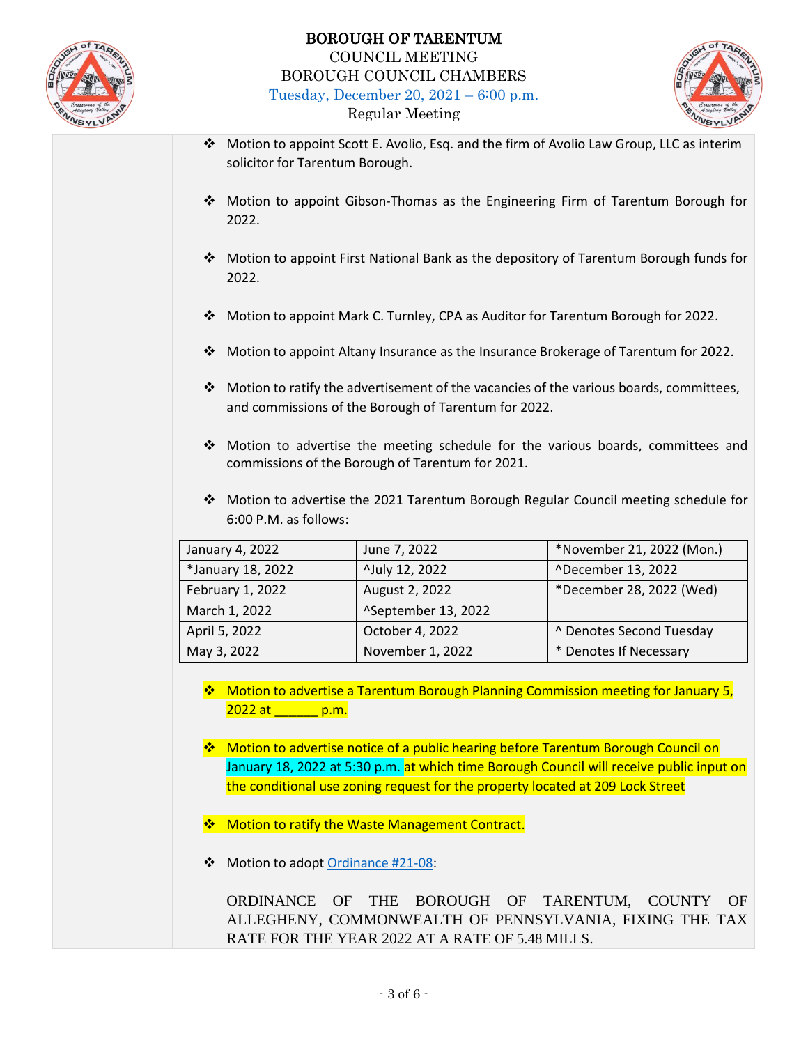- Motion to appoint Scott E. Avolio, Esq. and the firm of Avolio Law Group, LLC as interim solicitor for Tarentum Borough.

- Motion to appoint Gibson-Thomas as the Engineering Firm of Tarentum Borough for 2022.

- Motion to appoint First National Bank as the depository of Tarentum Borough funds for 2022.

- Motion to appoint Mark C. Turnley, CPA as Auditor for Tarentum Borough for 2022.

- Motion to appoint Altany Insurance as the Insurance Brokerage of Tarentum for 2022.

- Motion to ratify the advertisement of the vacancies of the various boards, committees, and commissions of the Borough of Tarentum for 2022.

- Motion to advertise the meeting schedule for the various boards, committees and commissions of the Borough of Tarentum for 2021.

- Motion to advertise the 2021 Tarentum Borough Regular Council meeting schedule for 6:00 P.M. as follows:

| | | |
|---|---|---|
| January 4, 2022 | June 7, 2022 | *November 21, 2022 (Mon.) |
| *January 18, 2022 | ^July 12, 2022 | ^December 13, 2022 |
| February 1, 2022 | August 2, 2022 | *December 28, 2022 (Wed) |
| March 1, 2022 | ^September 13, 2022 | |
| April 5, 2022 | October 4, 2022 | ^ Denotes Second Tuesday |
| May 3, 2022 | November 1, 2022 | * Denotes If Necessary |

- Motion to advertise a Tarentum Borough Planning Commission meeting for January 5, 2022 at ______ p.m.

- Motion to advertise notice of a public hearing before Tarentum Borough Council on January 18, 2022 at 5:30 p.m. at which time Borough Council will receive public input on the conditional use zoning request for the property located at 209 Lock Street

- Motion to ratify the Waste Management Contract.

- Motion to adopt Ordinance #21-08:

  ORDINANCE OF THE BOROUGH OF TARENTUM, COUNTY OF ALLEGHENY, COMMONWEALTH OF PENNSYLVANIA, FIXING THE TAX RATE FOR THE YEAR 2022 AT A RATE OF 5.48 MILLS.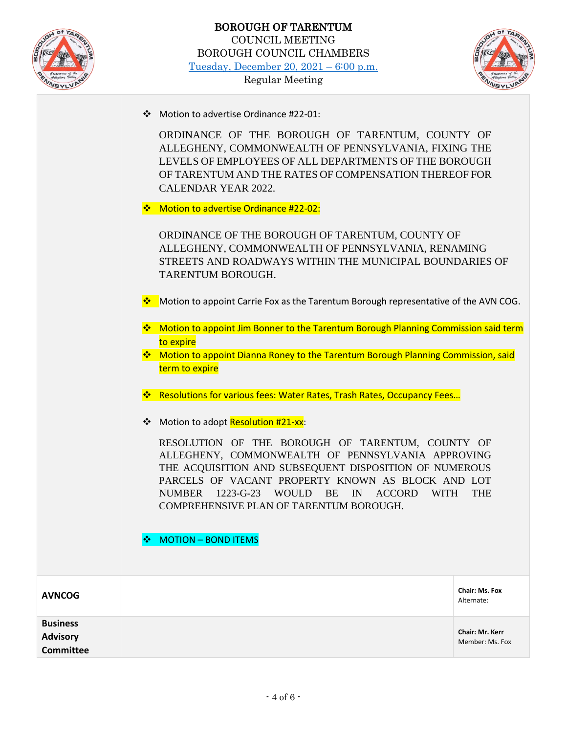# BOROUGH OF TARENTUM

COUNCIL MEETING
BOROUGH COUNCIL CHAMBERS
Tuesday, December 20, 2021 – 6:00 p.m.
Regular Meeting

| | |
|---|---|
| | ❖ Motion to advertise Ordinance #22-01:<br><br>ORDINANCE OF THE BOROUGH OF TARENTUM, COUNTY OF ALLEGHENY, COMMONWEALTH OF PENNSYLVANIA, FIXING THE LEVELS OF EMPLOYEES OF ALL DEPARTMENTS OF THE BOROUGH OF TARENTUM AND THE RATES OF COMPENSATION THEREOF FOR CALENDAR YEAR 2022.<br><br>❖ Motion to advertise Ordinance #22-02:<br><br>ORDINANCE OF THE BOROUGH OF TARENTUM, COUNTY OF ALLEGHENY, COMMONWEALTH OF PENNSYLVANIA, RENAMING STREETS AND ROADWAYS WITHIN THE MUNICIPAL BOUNDARIES OF TARENTUM BOROUGH.<br><br>❖ Motion to appoint Carrie Fox as the Tarentum Borough representative of the AVN COG.<br><br>❖ Motion to appoint Jim Bonner to the Tarentum Borough Planning Commission said term to expire<br>❖ Motion to appoint Dianna Roney to the Tarentum Borough Planning Commission, said term to expire<br><br>❖ Resolutions for various fees: Water Rates, Trash Rates, Occupancy Fees…<br><br>❖ Motion to adopt Resolution #21-xx:<br><br>RESOLUTION OF THE BOROUGH OF TARENTUM, COUNTY OF ALLEGHENY, COMMONWEALTH OF PENNSYLVANIA APPROVING THE ACQUISITION AND SUBSEQUENT DISPOSITION OF NUMEROUS PARCELS OF VACANT PROPERTY KNOWN AS BLOCK AND LOT NUMBER 1223-G-23 WOULD BE IN ACCORD WITH THE COMPREHENSIVE PLAN OF TARENTUM BOROUGH.<br><br>❖ MOTION – BOND ITEMS |

| | | |
|---|---|---|
| **AVNCOG** | | **Chair: Ms. Fox**<br>Alternate: |
| **Business Advisory Committee** | | **Chair: Mr. Kerr**<br>Member: Ms. Fox |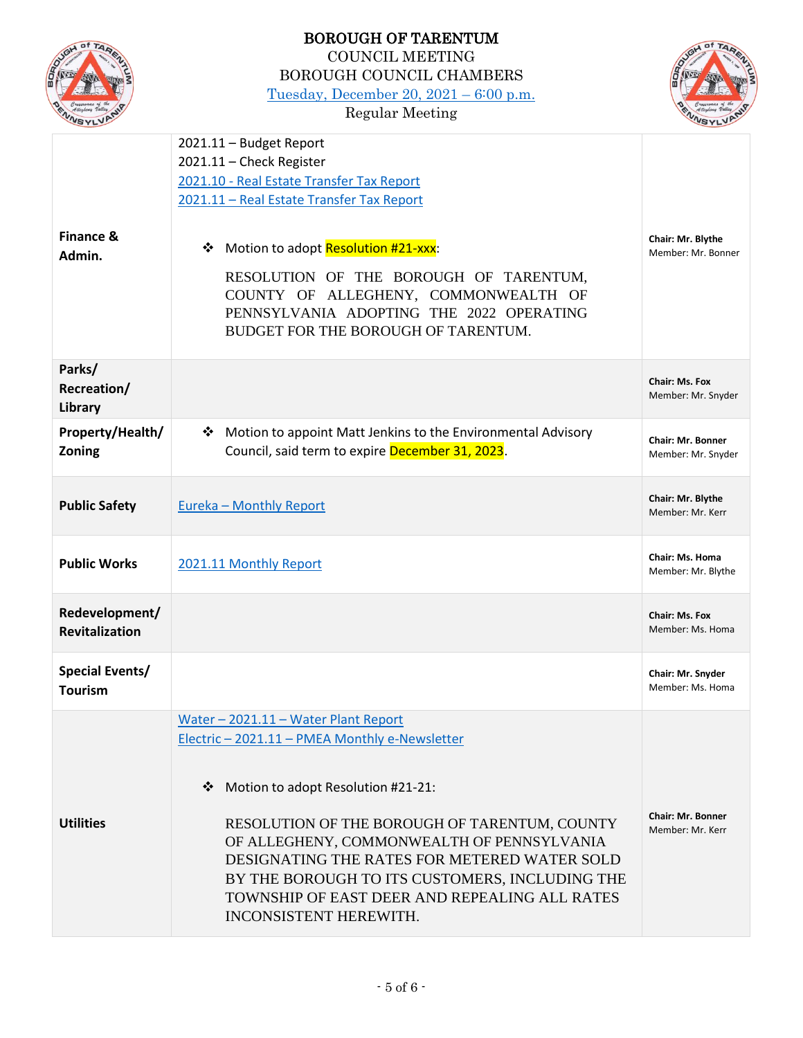BOROUGH OF TARENTUM
COUNCIL MEETING
BOROUGH COUNCIL CHAMBERS
Tuesday, December 20, 2021 – 6:00 p.m.
Regular Meeting

| Committee | Items | Chair/Member |
|---|---|---|
| **Finance & Admin.** | 2021.11 – Budget Report<br>2021.11 – Check Register<br>2021.10 - Real Estate Transfer Tax Report<br>2021.11 – Real Estate Transfer Tax Report<br><br>❖ Motion to adopt Resolution #21-xxx:<br><br>RESOLUTION OF THE BOROUGH OF TARENTUM, COUNTY OF ALLEGHENY, COMMONWEALTH OF PENNSYLVANIA ADOPTING THE 2022 OPERATING BUDGET FOR THE BOROUGH OF TARENTUM. | **Chair: Mr. Blythe**<br>Member: Mr. Bonner |
| **Parks/ Recreation/ Library** | | **Chair: Ms. Fox**<br>Member: Mr. Snyder |
| **Property/Health/ Zoning** | ❖ Motion to appoint Matt Jenkins to the Environmental Advisory Council, said term to expire December 31, 2023. | **Chair: Mr. Bonner**<br>Member: Mr. Snyder |
| **Public Safety** | Eureka – Monthly Report | **Chair: Mr. Blythe**<br>Member: Mr. Kerr |
| **Public Works** | 2021.11 Monthly Report | **Chair: Ms. Homa**<br>Member: Mr. Blythe |
| **Redevelopment/ Revitalization** | | **Chair: Ms. Fox**<br>Member: Ms. Homa |
| **Special Events/ Tourism** | | **Chair: Mr. Snyder**<br>Member: Ms. Homa |
| **Utilities** | Water – 2021.11 – Water Plant Report<br>Electric – 2021.11 – PMEA Monthly e-Newsletter<br><br>❖ Motion to adopt Resolution #21-21:<br><br>RESOLUTION OF THE BOROUGH OF TARENTUM, COUNTY OF ALLEGHENY, COMMONWEALTH OF PENNSYLVANIA DESIGNATING THE RATES FOR METERED WATER SOLD BY THE BOROUGH TO ITS CUSTOMERS, INCLUDING THE TOWNSHIP OF EAST DEER AND REPEALING ALL RATES INCONSISTENT HEREWITH. | **Chair: Mr. Bonner**<br>Member: Mr. Kerr |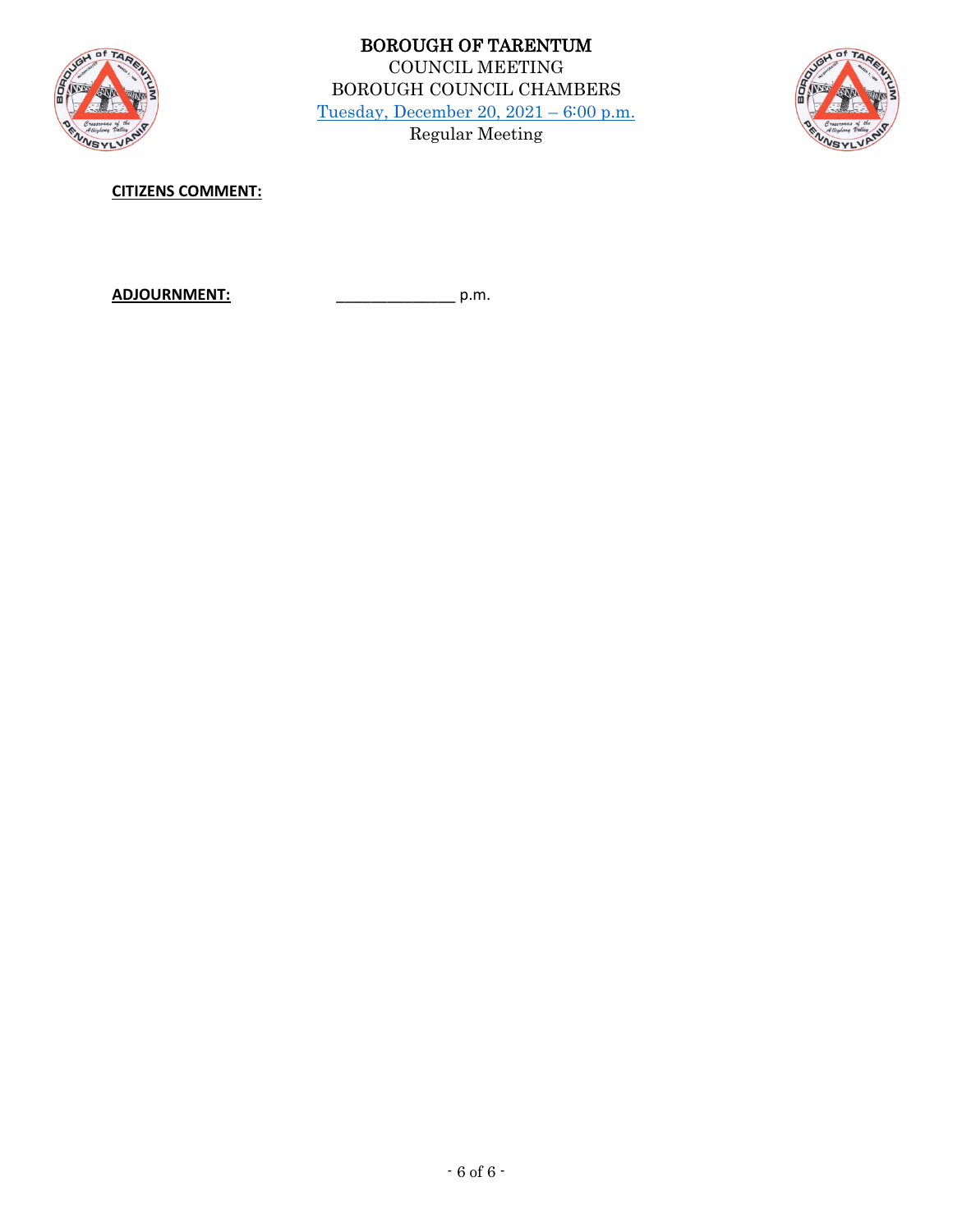**CITIZENS COMMENT:**

**ADJOURNMENT:** _______________ p.m.